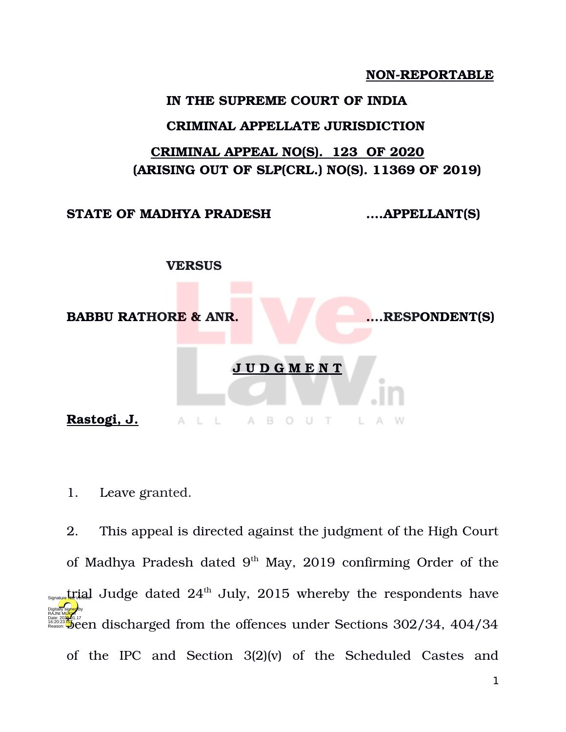**NON-REPORTABLE**

**IN THE SUPREME COURT OF INDIA**

**CRIMINAL APPELLATE JURISDICTION**

**CRIMINAL APPEAL NO(S). 123 OF 2020**
**(ARISING OUT OF SLP(CRL.) NO(S). 11369 OF 2019)**

**STATE OF MADHYA PRADESH ....APPELLANT(S)**

**VERSUS**

**BABBU RATHORE & ANR. ....RESPONDENT(S)**

**J U D G M E N T**

**Rastogi, J.**

1. Leave granted.

2. This appeal is directed against the judgment of the High Court of Madhya Pradesh dated 9th May, 2019 confirming Order of the trial Judge dated 24th July, 2015 whereby the respondents have been discharged from the offences under Sections 302/34, 404/34 of the IPC and Section 3(2)(v) of the Scheduled Castes and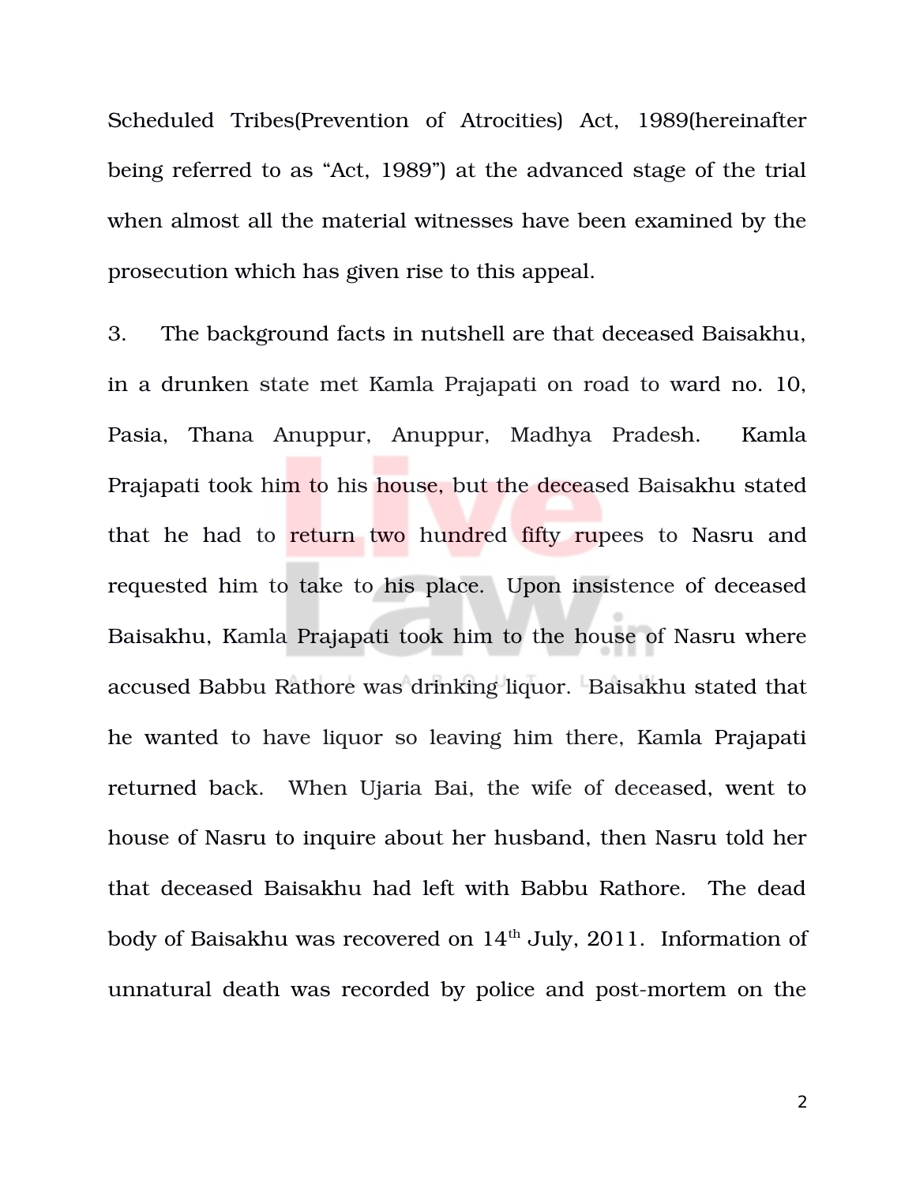Scheduled Tribes(Prevention of Atrocities) Act, 1989(hereinafter being referred to as "Act, 1989") at the advanced stage of the trial when almost all the material witnesses have been examined by the prosecution which has given rise to this appeal.

3. The background facts in nutshell are that deceased Baisakhu, in a drunken state met Kamla Prajapati on road to ward no. 10, Pasia, Thana Anuppur, Anuppur, Madhya Pradesh. Kamla Prajapati took him to his house, but the deceased Baisakhu stated that he had to return two hundred fifty rupees to Nasru and requested him to take to his place. Upon insistence of deceased Baisakhu, Kamla Prajapati took him to the house of Nasru where accused Babbu Rathore was drinking liquor. Baisakhu stated that he wanted to have liquor so leaving him there, Kamla Prajapati returned back. When Ujaria Bai, the wife of deceased, went to house of Nasru to inquire about her husband, then Nasru told her that deceased Baisakhu had left with Babbu Rathore. The dead body of Baisakhu was recovered on 14th July, 2011. Information of unnatural death was recorded by police and post-mortem on the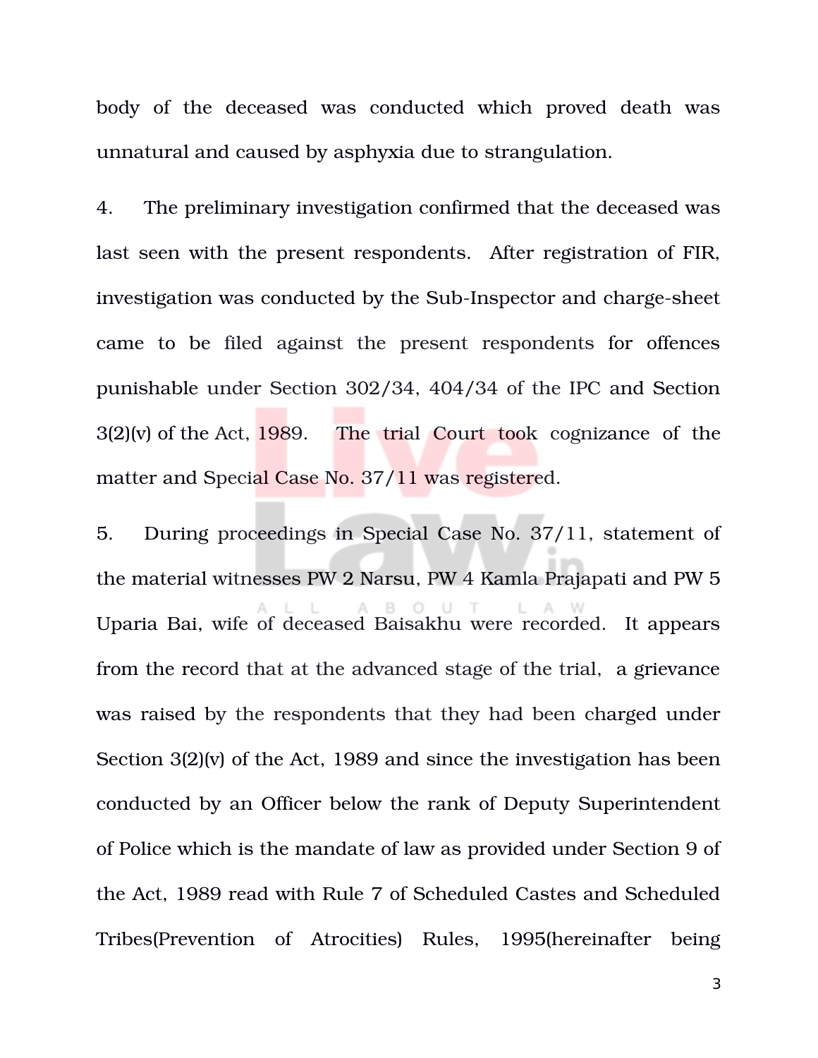body of the deceased was conducted which proved death was unnatural and caused by asphyxia due to strangulation.

4. The preliminary investigation confirmed that the deceased was last seen with the present respondents. After registration of FIR, investigation was conducted by the Sub-Inspector and charge-sheet came to be filed against the present respondents for offences punishable under Section 302/34, 404/34 of the IPC and Section 3(2)(v) of the Act, 1989. The trial Court took cognizance of the matter and Special Case No. 37/11 was registered.

5. During proceedings in Special Case No. 37/11, statement of the material witnesses PW 2 Narsu, PW 4 Kamla Prajapati and PW 5 Uparia Bai, wife of deceased Baisakhu were recorded. It appears from the record that at the advanced stage of the trial, a grievance was raised by the respondents that they had been charged under Section 3(2)(v) of the Act, 1989 and since the investigation has been conducted by an Officer below the rank of Deputy Superintendent of Police which is the mandate of law as provided under Section 9 of the Act, 1989 read with Rule 7 of Scheduled Castes and Scheduled Tribes(Prevention of Atrocities) Rules, 1995(hereinafter being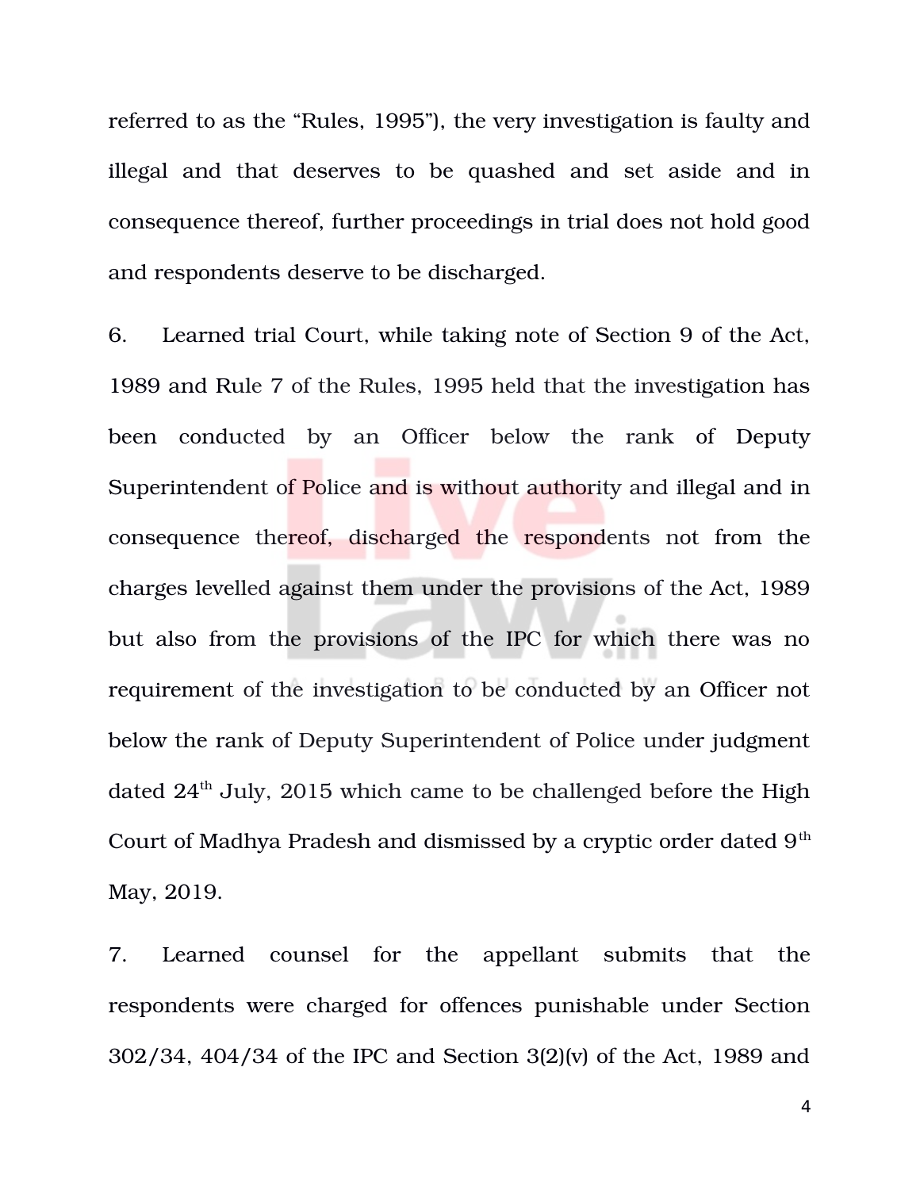referred to as the "Rules, 1995"), the very investigation is faulty and illegal and that deserves to be quashed and set aside and in consequence thereof, further proceedings in trial does not hold good and respondents deserve to be discharged.

6. Learned trial Court, while taking note of Section 9 of the Act, 1989 and Rule 7 of the Rules, 1995 held that the investigation has been conducted by an Officer below the rank of Deputy Superintendent of Police and is without authority and illegal and in consequence thereof, discharged the respondents not from the charges levelled against them under the provisions of the Act, 1989 but also from the provisions of the IPC for which there was no requirement of the investigation to be conducted by an Officer not below the rank of Deputy Superintendent of Police under judgment dated 24th July, 2015 which came to be challenged before the High Court of Madhya Pradesh and dismissed by a cryptic order dated 9th May, 2019.

7. Learned counsel for the appellant submits that the respondents were charged for offences punishable under Section 302/34, 404/34 of the IPC and Section 3(2)(v) of the Act, 1989 and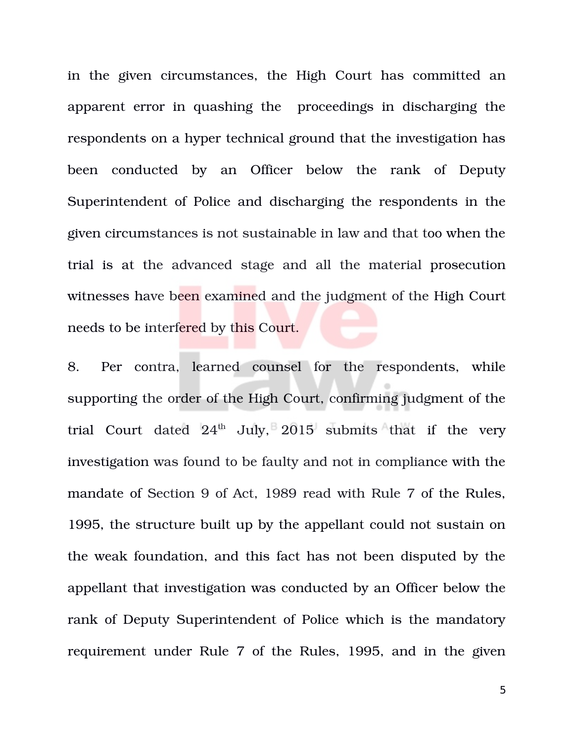in the given circumstances, the High Court has committed an apparent error in quashing the proceedings in discharging the respondents on a hyper technical ground that the investigation has been conducted by an Officer below the rank of Deputy Superintendent of Police and discharging the respondents in the given circumstances is not sustainable in law and that too when the trial is at the advanced stage and all the material prosecution witnesses have been examined and the judgment of the High Court needs to be interfered by this Court.

8. Per contra, learned counsel for the respondents, while supporting the order of the High Court, confirming judgment of the trial Court dated 24th July, 2015 submits that if the very investigation was found to be faulty and not in compliance with the mandate of Section 9 of Act, 1989 read with Rule 7 of the Rules, 1995, the structure built up by the appellant could not sustain on the weak foundation, and this fact has not been disputed by the appellant that investigation was conducted by an Officer below the rank of Deputy Superintendent of Police which is the mandatory requirement under Rule 7 of the Rules, 1995, and in the given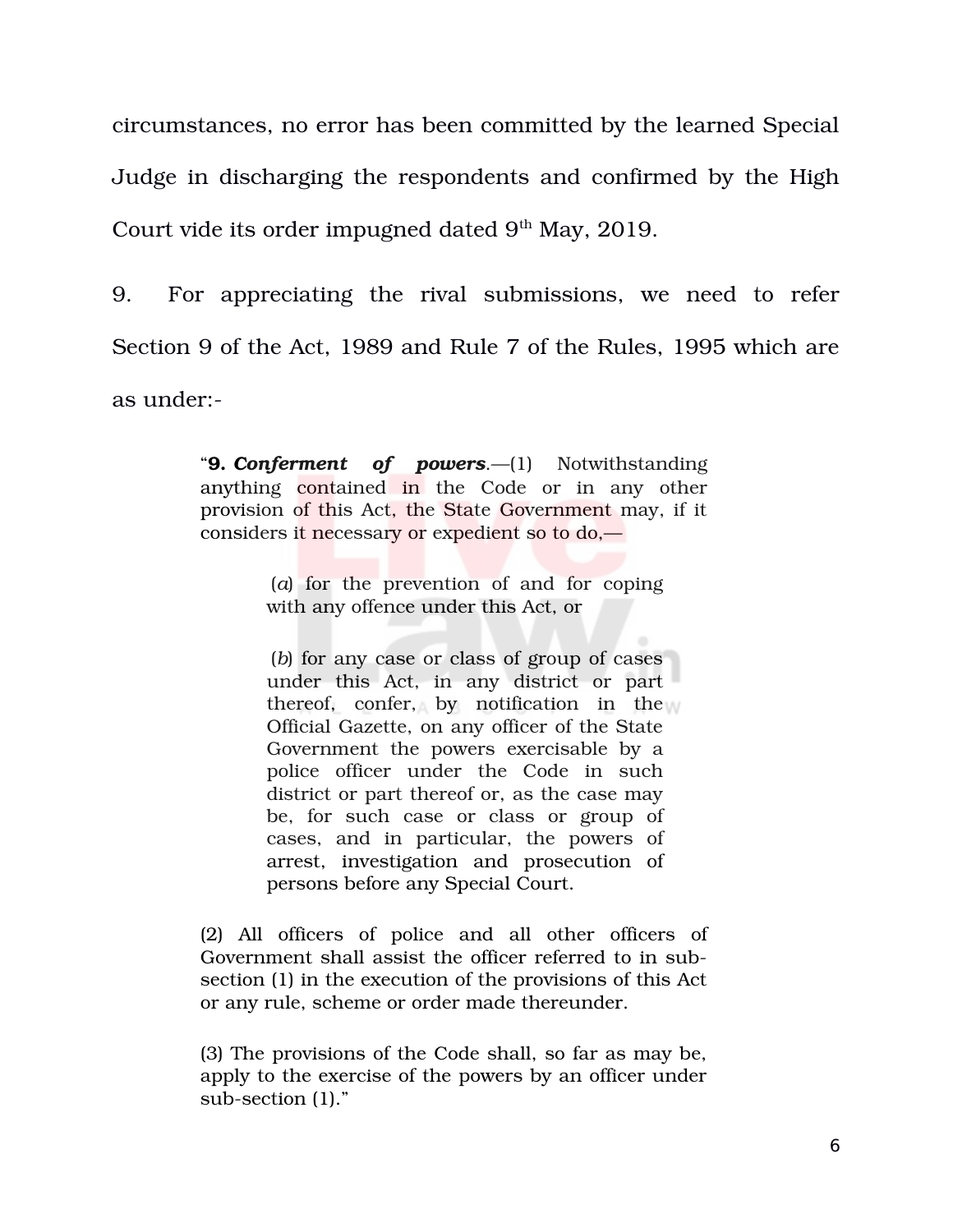circumstances, no error has been committed by the learned Special Judge in discharging the respondents and confirmed by the High Court vide its order impugned dated 9th May, 2019.

9. For appreciating the rival submissions, we need to refer Section 9 of the Act, 1989 and Rule 7 of the Rules, 1995 which are as under:-

> "**9. *Conferment of powers*.**—(1) Notwithstanding anything contained in the Code or in any other provision of this Act, the State Government may, if it considers it necessary or expedient so to do,—
>
> > (*a*) for the prevention of and for coping with any offence under this Act, or
> >
> > (*b*) for any case or class of group of cases under this Act, in any district or part thereof, confer, by notification in the Official Gazette, on any officer of the State Government the powers exercisable by a police officer under the Code in such district or part thereof or, as the case may be, for such case or class or group of cases, and in particular, the powers of arrest, investigation and prosecution of persons before any Special Court.
>
> (2) All officers of police and all other officers of Government shall assist the officer referred to in sub-section (1) in the execution of the provisions of this Act or any rule, scheme or order made thereunder.
>
> (3) The provisions of the Code shall, so far as may be, apply to the exercise of the powers by an officer under sub-section (1)."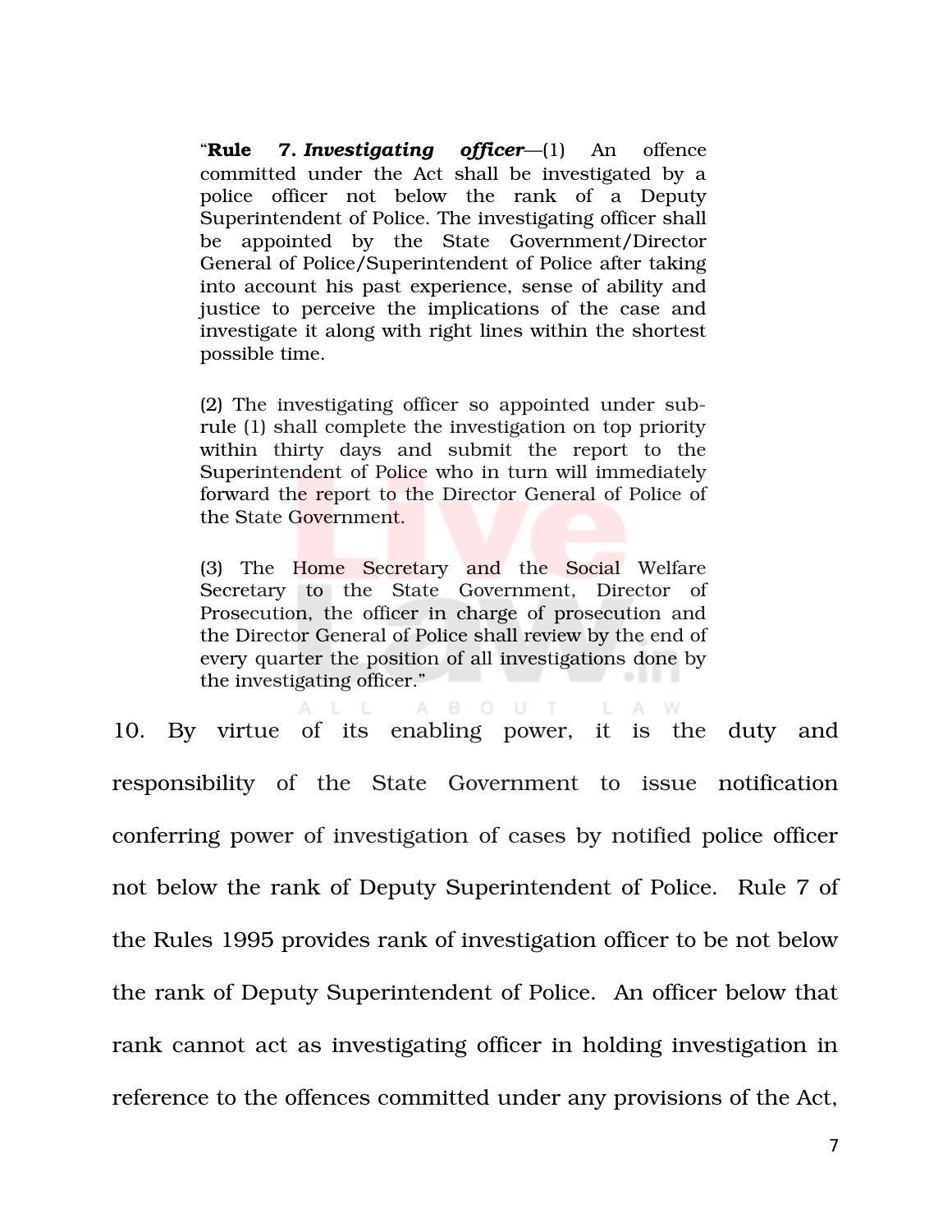> "**Rule 7.** ***Investigating officer***—(1) An offence committed under the Act shall be investigated by a police officer not below the rank of a Deputy Superintendent of Police. The investigating officer shall be appointed by the State Government/Director General of Police/Superintendent of Police after taking into account his past experience, sense of ability and justice to perceive the implications of the case and investigate it along with right lines within the shortest possible time.
>
> (2) The investigating officer so appointed under sub-rule (1) shall complete the investigation on top priority within thirty days and submit the report to the Superintendent of Police who in turn will immediately forward the report to the Director General of Police of the State Government.
>
> (3) The Home Secretary and the Social Welfare Secretary to the State Government, Director of Prosecution, the officer in charge of prosecution and the Director General of Police shall review by the end of every quarter the position of all investigations done by the investigating officer."

10. By virtue of its enabling power, it is the duty and responsibility of the State Government to issue notification conferring power of investigation of cases by notified police officer not below the rank of Deputy Superintendent of Police. Rule 7 of the Rules 1995 provides rank of investigation officer to be not below the rank of Deputy Superintendent of Police. An officer below that rank cannot act as investigating officer in holding investigation in reference to the offences committed under any provisions of the Act,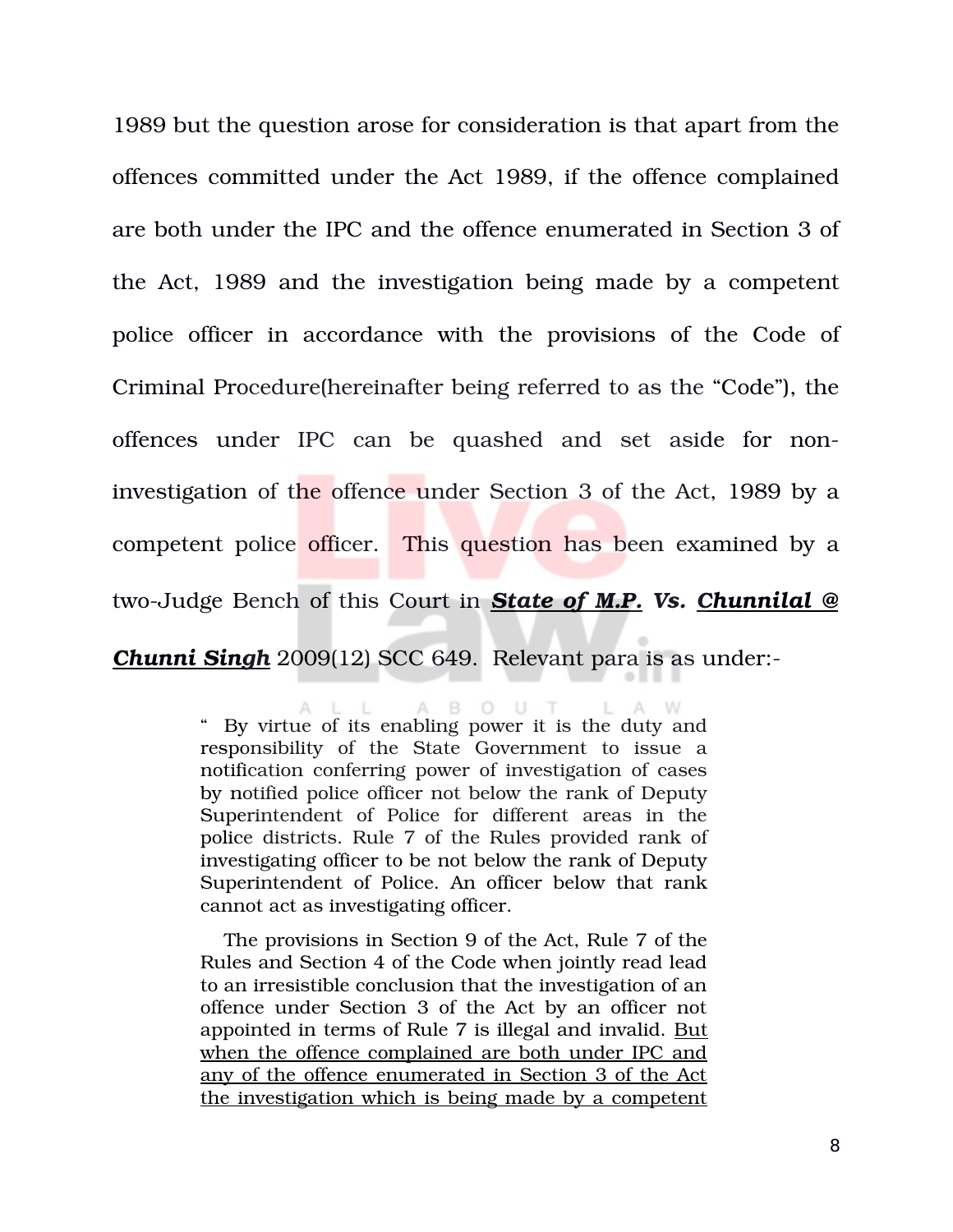1989 but the question arose for consideration is that apart from the offences committed under the Act 1989, if the offence complained are both under the IPC and the offence enumerated in Section 3 of the Act, 1989 and the investigation being made by a competent police officer in accordance with the provisions of the Code of Criminal Procedure(hereinafter being referred to as the "Code"), the offences under IPC can be quashed and set aside for non-investigation of the offence under Section 3 of the Act, 1989 by a competent police officer. This question has been examined by a two-Judge Bench of this Court in ***State of M.P.* Vs. *Chunnilal @ Chunni Singh*** 2009(12) SCC 649. Relevant para is as under:-

> " By virtue of its enabling power it is the duty and responsibility of the State Government to issue a notification conferring power of investigation of cases by notified police officer not below the rank of Deputy Superintendent of Police for different areas in the police districts. Rule 7 of the Rules provided rank of investigating officer to be not below the rank of Deputy Superintendent of Police. An officer below that rank cannot act as investigating officer.
>
> The provisions in Section 9 of the Act, Rule 7 of the Rules and Section 4 of the Code when jointly read lead to an irresistible conclusion that the investigation of an offence under Section 3 of the Act by an officer not appointed in terms of Rule 7 is illegal and invalid. But when the offence complained are both under IPC and any of the offence enumerated in Section 3 of the Act the investigation which is being made by a competent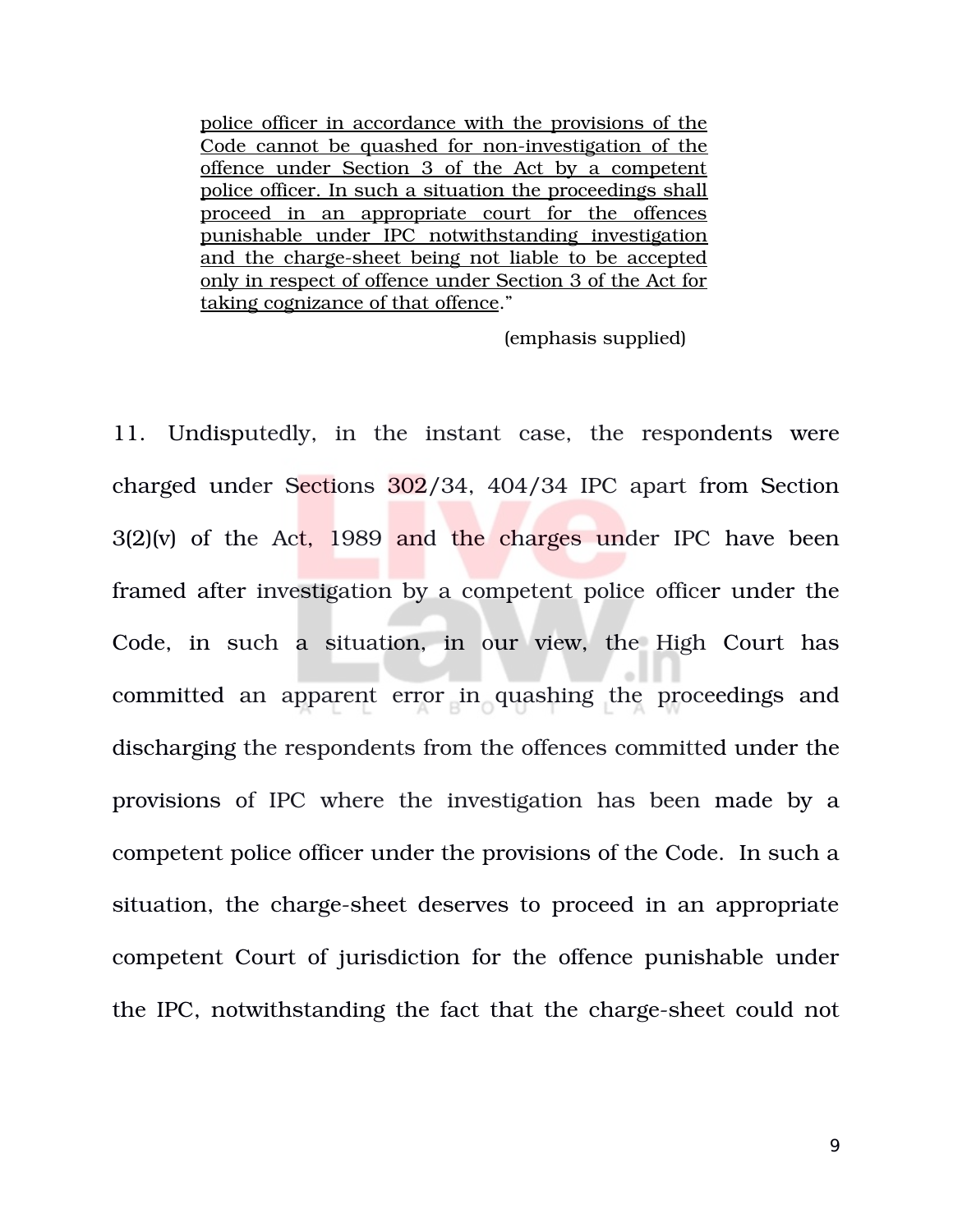<u>police officer in accordance with the provisions of the Code cannot be quashed for non-investigation of the offence under Section 3 of the Act by a competent police officer. In such a situation the proceedings shall proceed in an appropriate court for the offences punishable under IPC notwithstanding investigation and the charge-sheet being not liable to be accepted only in respect of offence under Section 3 of the Act for taking cognizance of that offence</u>."

(emphasis supplied)

11. Undisputedly, in the instant case, the respondents were charged under Sections 302/34, 404/34 IPC apart from Section 3(2)(v) of the Act, 1989 and the charges under IPC have been framed after investigation by a competent police officer under the Code, in such a situation, in our view, the High Court has committed an apparent error in quashing the proceedings and discharging the respondents from the offences committed under the provisions of IPC where the investigation has been made by a competent police officer under the provisions of the Code. In such a situation, the charge-sheet deserves to proceed in an appropriate competent Court of jurisdiction for the offence punishable under the IPC, notwithstanding the fact that the charge-sheet could not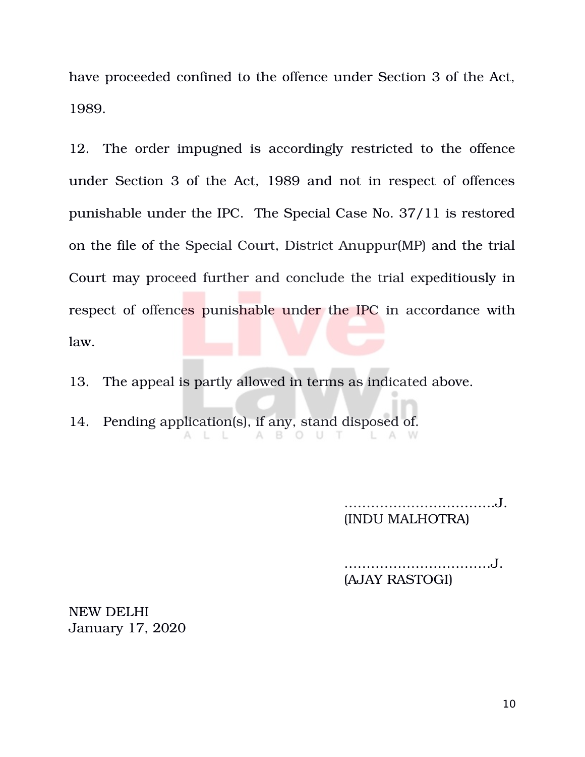have proceeded confined to the offence under Section 3 of the Act, 1989.

12. The order impugned is accordingly restricted to the offence under Section 3 of the Act, 1989 and not in respect of offences punishable under the IPC. The Special Case No. 37/11 is restored on the file of the Special Court, District Anuppur(MP) and the trial Court may proceed further and conclude the trial expeditiously in respect of offences punishable under the IPC in accordance with law.

13. The appeal is partly allowed in terms as indicated above.

14. Pending application(s), if any, stand disposed of.

…………………………….J.
(INDU MALHOTRA)

…………………………….J.
(AJAY RASTOGI)

NEW DELHI
January 17, 2020